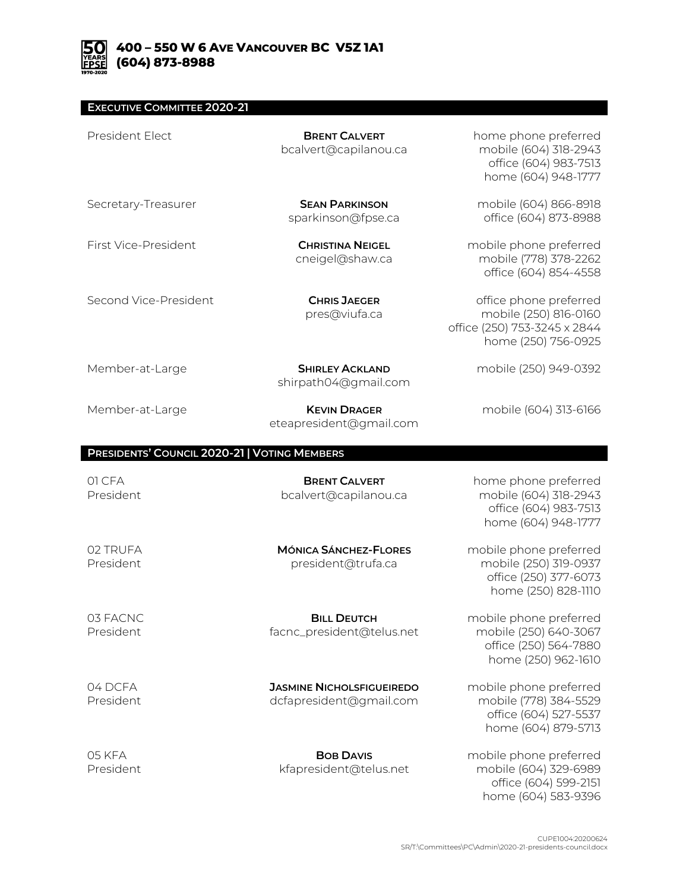**400 – 550 W 6 Ave Vancouver BC V5Z 1A1**
**(604) 873-8988**

## Executive Committee 2020-21

| Position | Name / Email | Phone |
| --- | --- | --- |
| President Elect | **Brent Calvert**<br>bcalvert@capilanou.ca | home phone preferred<br>mobile (604) 318-2943<br>office (604) 983-7513<br>home (604) 948-1777 |
| Secretary-Treasurer | **Sean Parkinson**<br>sparkinson@fpse.ca | mobile (604) 866-8918<br>office (604) 873-8988 |
| First Vice-President | **Christina Neigel**<br>cneigel@shaw.ca | mobile phone preferred<br>mobile (778) 378-2262<br>office (604) 854-4558 |
| Second Vice-President | **Chris Jaeger**<br>pres@viufa.ca | office phone preferred<br>mobile (250) 816-0160<br>office (250) 753-3245 x 2844<br>home (250) 756-0925 |
| Member-at-Large | **Shirley Ackland**<br>shirpath04@gmail.com | mobile (250) 949-0392 |
| Member-at-Large | **Kevin Drager**<br>eteapresident@gmail.com | mobile (604) 313-6166 |

## Presidents' Council 2020-21 | Voting Members

| Local / Position | Name / Email | Phone |
| --- | --- | --- |
| 01 CFA<br>President | **Brent Calvert**<br>bcalvert@capilanou.ca | home phone preferred<br>mobile (604) 318-2943<br>office (604) 983-7513<br>home (604) 948-1777 |
| 02 TRUFA<br>President | **Mónica Sánchez-Flores**<br>president@trufa.ca | mobile phone preferred<br>mobile (250) 319-0937<br>office (250) 377-6073<br>home (250) 828-1110 |
| 03 FACNC<br>President | **Bill Deutch**<br>facnc_president@telus.net | mobile phone preferred<br>mobile (250) 640-3067<br>office (250) 564-7880<br>home (250) 962-1610 |
| 04 DCFA<br>President | **Jasmine Nicholsfigueiredo**<br>dcfapresident@gmail.com | mobile phone preferred<br>mobile (778) 384-5529<br>office (604) 527-5537<br>home (604) 879-5713 |
| 05 KFA<br>President | **Bob Davis**<br>kfapresident@telus.net | mobile phone preferred<br>mobile (604) 329-6989<br>office (604) 599-2151<br>home (604) 583-9396 |

CUPE1004:20200624
SR/T:\Committees\PC\Admin\2020-21-presidents-council.docx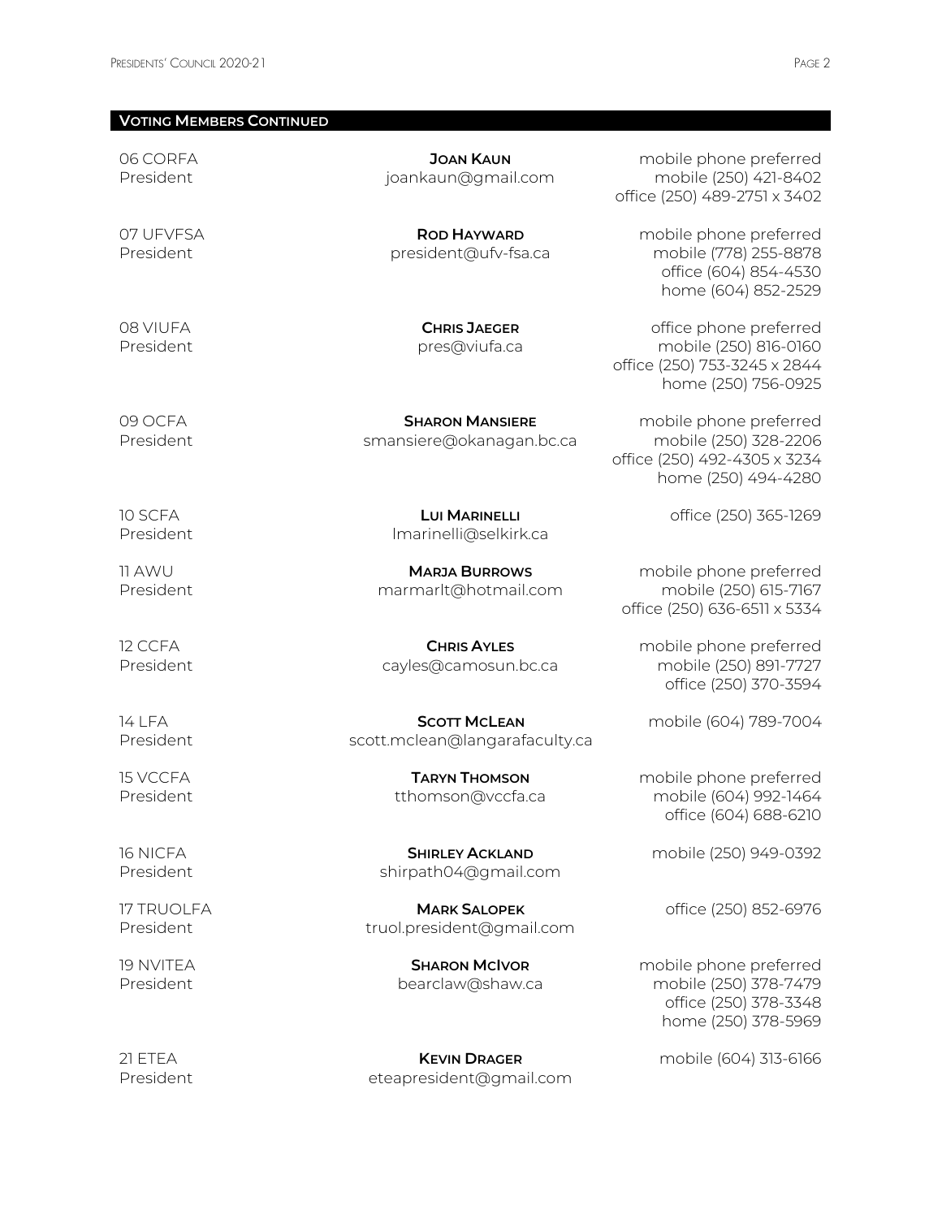## Voting Members Continued

| Local / Position | Name / Email | Contact |
| --- | --- | --- |
| 06 CORFA<br>President | **Joan Kaun**<br>joankaun@gmail.com | mobile phone preferred<br>mobile (250) 421-8402<br>office (250) 489-2751 x 3402 |
| 07 UFVFSA<br>President | **Rod Hayward**<br>president@ufv-fsa.ca | mobile phone preferred<br>mobile (778) 255-8878<br>office (604) 854-4530<br>home (604) 852-2529 |
| 08 VIUFA<br>President | **Chris Jaeger**<br>pres@viufa.ca | office phone preferred<br>mobile (250) 816-0160<br>office (250) 753-3245 x 2844<br>home (250) 756-0925 |
| 09 OCFA<br>President | **Sharon Mansiere**<br>smansiere@okanagan.bc.ca | mobile phone preferred<br>mobile (250) 328-2206<br>office (250) 492-4305 x 3234<br>home (250) 494-4280 |
| 10 SCFA<br>President | **Lui Marinelli**<br>lmarinelli@selkirk.ca | office (250) 365-1269 |
| 11 AWU<br>President | **Marja Burrows**<br>marmarlt@hotmail.com | mobile phone preferred<br>mobile (250) 615-7167<br>office (250) 636-6511 x 5334 |
| 12 CCFA<br>President | **Chris Ayles**<br>cayles@camosun.bc.ca | mobile phone preferred<br>mobile (250) 891-7727<br>office (250) 370-3594 |
| 14 LFA<br>President | **Scott McLean**<br>scott.mclean@langarafaculty.ca | mobile (604) 789-7004 |
| 15 VCCFA<br>President | **Taryn Thomson**<br>tthomson@vccfa.ca | mobile phone preferred<br>mobile (604) 992-1464<br>office (604) 688-6210 |
| 16 NICFA<br>President | **Shirley Ackland**<br>shirpath04@gmail.com | mobile (250) 949-0392 |
| 17 TRUOLFA<br>President | **Mark Salopek**<br>truol.president@gmail.com | office (250) 852-6976 |
| 19 NVITEA<br>President | **Sharon McIvor**<br>bearclaw@shaw.ca | mobile phone preferred<br>mobile (250) 378-7479<br>office (250) 378-3348<br>home (250) 378-5969 |
| 21 ETEA<br>President | **Kevin Drager**<br>eteapresident@gmail.com | mobile (604) 313-6166 |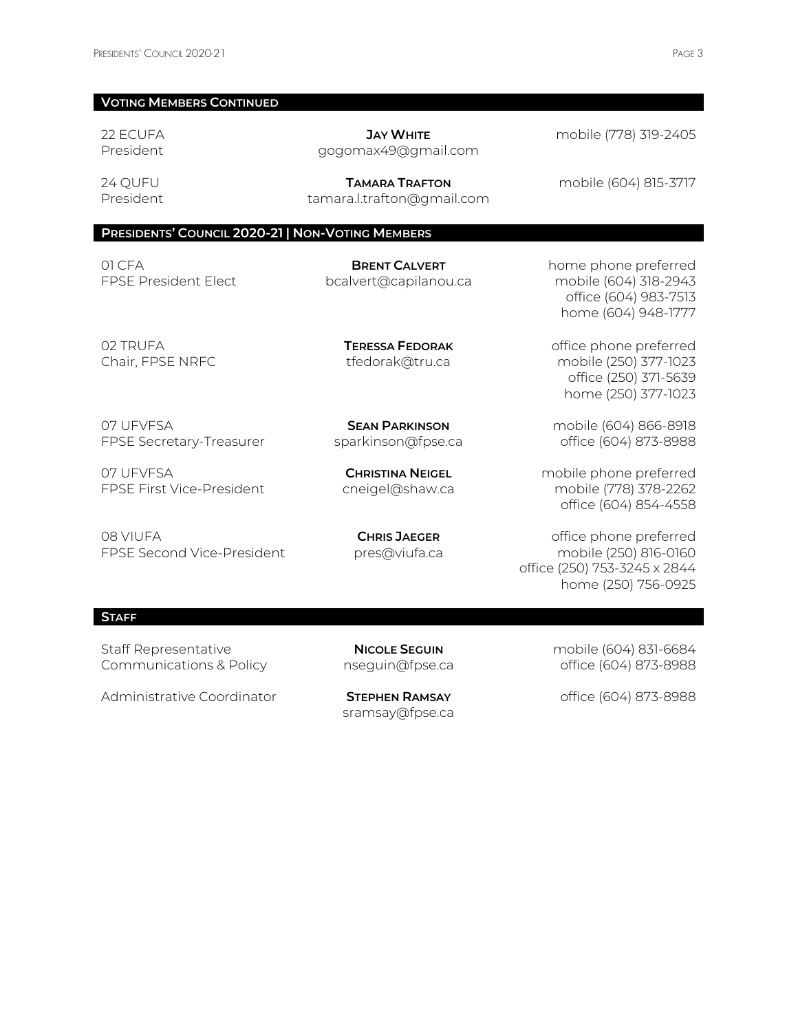## Voting Members Continued

| | | |
|---|---|---|
| 22 ECUFA<br>President | **Jay White**<br>gogomax49@gmail.com | mobile (778) 319-2405 |
| 24 QUFU<br>President | **Tamara Trafton**<br>tamara.l.trafton@gmail.com | mobile (604) 815-3717 |

## Presidents' Council 2020-21 | Non-Voting Members

| | | |
|---|---|---|
| 01 CFA<br>FPSE President Elect | **Brent Calvert**<br>bcalvert@capilanou.ca | home phone preferred<br>mobile (604) 318-2943<br>office (604) 983-7513<br>home (604) 948-1777 |
| 02 TRUFA<br>Chair, FPSE NRFC | **Teressa Fedorak**<br>tfedorak@tru.ca | office phone preferred<br>mobile (250) 377-1023<br>office (250) 371-5639<br>home (250) 377-1023 |
| 07 UFVFSA<br>FPSE Secretary-Treasurer | **Sean Parkinson**<br>sparkinson@fpse.ca | mobile (604) 866-8918<br>office (604) 873-8988 |
| 07 UFVFSA<br>FPSE First Vice-President | **Christina Neigel**<br>cneigel@shaw.ca | mobile phone preferred<br>mobile (778) 378-2262<br>office (604) 854-4558 |
| 08 VIUFA<br>FPSE Second Vice-President | **Chris Jaeger**<br>pres@viufa.ca | office phone preferred<br>mobile (250) 816-0160<br>office (250) 753-3245 x 2844<br>home (250) 756-0925 |

## Staff

| | | |
|---|---|---|
| Staff Representative<br>Communications & Policy | **Nicole Seguin**<br>nseguin@fpse.ca | mobile (604) 831-6684<br>office (604) 873-8988 |
| Administrative Coordinator | **Stephen Ramsay**<br>sramsay@fpse.ca | office (604) 873-8988 |